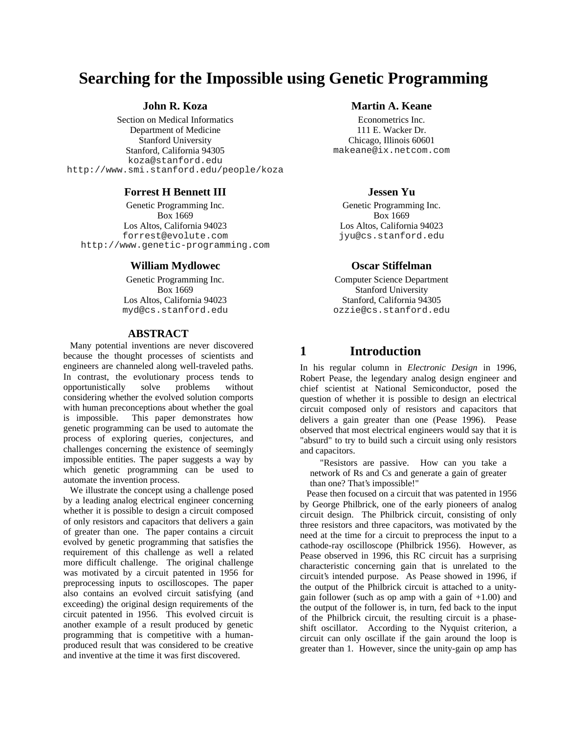# Searching for the Impossible using Genetic Programming

**John R. Koza**
Section on Medical Informatics
Department of Medicine
Stanford University
Stanford, California 94305
koza@stanford.edu
http://www.smi.stanford.edu/people/koza

**Martin A. Keane**
Econometrics Inc.
111 E. Wacker Dr.
Chicago, Illinois 60601
makeane@ix.netcom.com

**Forrest H Bennett III**
Genetic Programming Inc.
Box 1669
Los Altos, California 94023
forrest@evolute.com
http://www.genetic-programming.com

**Jessen Yu**
Genetic Programming Inc.
Box 1669
Los Altos, California 94023
jyu@cs.stanford.edu

**William Mydlowec**
Genetic Programming Inc.
Box 1669
Los Altos, California 94023
myd@cs.stanford.edu

**Oscar Stiffelman**
Computer Science Department
Stanford University
Stanford, California 94305
ozzie@cs.stanford.edu

## ABSTRACT

Many potential inventions are never discovered because the thought processes of scientists and engineers are channeled along well-traveled paths. In contrast, the evolutionary process tends to opportunistically solve problems without considering whether the evolved solution comports with human preconceptions about whether the goal is impossible. This paper demonstrates how genetic programming can be used to automate the process of exploring queries, conjectures, and challenges concerning the existence of seemingly impossible entities. The paper suggests a way by which genetic programming can be used to automate the invention process.

We illustrate the concept using a challenge posed by a leading analog electrical engineer concerning whether it is possible to design a circuit composed of only resistors and capacitors that delivers a gain of greater than one. The paper contains a circuit evolved by genetic programming that satisfies the requirement of this challenge as well a related more difficult challenge. The original challenge was motivated by a circuit patented in 1956 for preprocessing inputs to oscilloscopes. The paper also contains an evolved circuit satisfying (and exceeding) the original design requirements of the circuit patented in 1956. This evolved circuit is another example of a result produced by genetic programming that is competitive with a human-produced result that was considered to be creative and inventive at the time it was first discovered.

## 1 Introduction

In his regular column in *Electronic Design* in 1996, Robert Pease, the legendary analog design engineer and chief scientist at National Semiconductor, posed the question of whether it is possible to design an electrical circuit composed only of resistors and capacitors that delivers a gain greater than one (Pease 1996). Pease observed that most electrical engineers would say that it is "absurd" to try to build such a circuit using only resistors and capacitors.

> "Resistors are passive. How can you take a network of Rs and Cs and generate a gain of greater than one? That's impossible!"

Pease then focused on a circuit that was patented in 1956 by George Philbrick, one of the early pioneers of analog circuit design. The Philbrick circuit, consisting of only three resistors and three capacitors, was motivated by the need at the time for a circuit to preprocess the input to a cathode-ray oscilloscope (Philbrick 1956). However, as Pease observed in 1996, this RC circuit has a surprising characteristic concerning gain that is unrelated to the circuit's intended purpose. As Pease showed in 1996, if the output of the Philbrick circuit is attached to a unity-gain follower (such as op amp with a gain of +1.00) and the output of the follower is, in turn, fed back to the input of the Philbrick circuit, the resulting circuit is a phase-shift oscillator. According to the Nyquist criterion, a circuit can only oscillate if the gain around the loop is greater than 1. However, since the unity-gain op amp has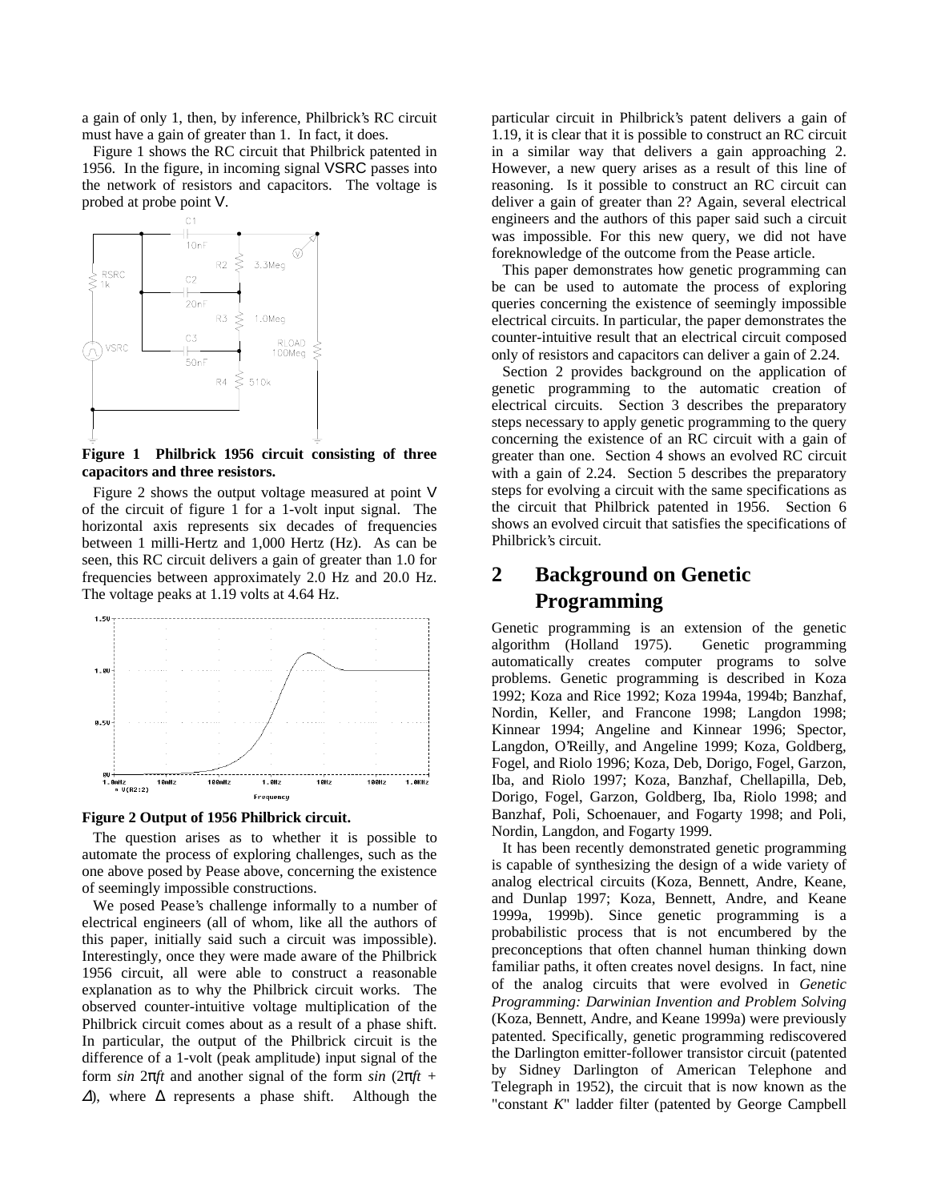a gain of only 1, then, by inference, Philbrick's RC circuit must have a gain of greater than 1. In fact, it does.

Figure 1 shows the RC circuit that Philbrick patented in 1956. In the figure, in incoming signal VSRC passes into the network of resistors and capacitors. The voltage is probed at probe point V.

**Figure 1 Philbrick 1956 circuit consisting of three capacitors and three resistors.**

Figure 2 shows the output voltage measured at point V of the circuit of figure 1 for a 1-volt input signal. The horizontal axis represents six decades of frequencies between 1 milli-Hertz and 1,000 Hertz (Hz). As can be seen, this RC circuit delivers a gain of greater than 1.0 for frequencies between approximately 2.0 Hz and 20.0 Hz. The voltage peaks at 1.19 volts at 4.64 Hz.

**Figure 2 Output of 1956 Philbrick circuit.**

The question arises as to whether it is possible to automate the process of exploring challenges, such as the one above posed by Pease above, concerning the existence of seemingly impossible constructions.

We posed Pease's challenge informally to a number of electrical engineers (all of whom, like all the authors of this paper, initially said such a circuit was impossible). Interestingly, once they were made aware of the Philbrick 1956 circuit, all were able to construct a reasonable explanation as to why the Philbrick circuit works. The observed counter-intuitive voltage multiplication of the Philbrick circuit comes about as a result of a phase shift. In particular, the output of the Philbrick circuit is the difference of a 1-volt (peak amplitude) input signal of the form $\sin 2\pi ft$ and another signal of the form $\sin(2\pi ft + \Delta)$, where $\Delta$ represents a phase shift. Although the particular circuit in Philbrick's patent delivers a gain of 1.19, it is clear that it is possible to construct an RC circuit in a similar way that delivers a gain approaching 2. However, a new query arises as a result of this line of reasoning. Is it possible to construct an RC circuit can deliver a gain of greater than 2? Again, several electrical engineers and the authors of this paper said such a circuit was impossible. For this new query, we did not have foreknowledge of the outcome from the Pease article.

This paper demonstrates how genetic programming can be can be used to automate the process of exploring queries concerning the existence of seemingly impossible electrical circuits. In particular, the paper demonstrates the counter-intuitive result that an electrical circuit composed only of resistors and capacitors can deliver a gain of 2.24.

Section 2 provides background on the application of genetic programming to the automatic creation of electrical circuits. Section 3 describes the preparatory steps necessary to apply genetic programming to the query concerning the existence of an RC circuit with a gain of greater than one. Section 4 shows an evolved RC circuit with a gain of 2.24. Section 5 describes the preparatory steps for evolving a circuit with the same specifications as the circuit that Philbrick patented in 1956. Section 6 shows an evolved circuit that satisfies the specifications of Philbrick's circuit.

## 2 Background on Genetic Programming

Genetic programming is an extension of the genetic algorithm (Holland 1975). Genetic programming automatically creates computer programs to solve problems. Genetic programming is described in Koza 1992; Koza and Rice 1992; Koza 1994a, 1994b; Banzhaf, Nordin, Keller, and Francone 1998; Langdon 1998; Kinnear 1994; Angeline and Kinnear 1996; Spector, Langdon, O'Reilly, and Angeline 1999; Koza, Goldberg, Fogel, and Riolo 1996; Koza, Deb, Dorigo, Fogel, Garzon, Iba, and Riolo 1997; Koza, Banzhaf, Chellapilla, Deb, Dorigo, Fogel, Garzon, Goldberg, Iba, Riolo 1998; and Banzhaf, Poli, Schoenauer, and Fogarty 1998; and Poli, Nordin, Langdon, and Fogarty 1999.

It has been recently demonstrated genetic programming is capable of synthesizing the design of a wide variety of analog electrical circuits (Koza, Bennett, Andre, Keane, and Dunlap 1997; Koza, Bennett, Andre, and Keane 1999a, 1999b). Since genetic programming is a probabilistic process that is not encumbered by the preconceptions that often channel human thinking down familiar paths, it often creates novel designs. In fact, nine of the analog circuits that were evolved in *Genetic Programming: Darwinian Invention and Problem Solving* (Koza, Bennett, Andre, and Keane 1999a) were previously patented. Specifically, genetic programming rediscovered the Darlington emitter-follower transistor circuit (patented by Sidney Darlington of American Telephone and Telegraph in 1952), the circuit that is now known as the "constant *K*" ladder filter (patented by George Campbell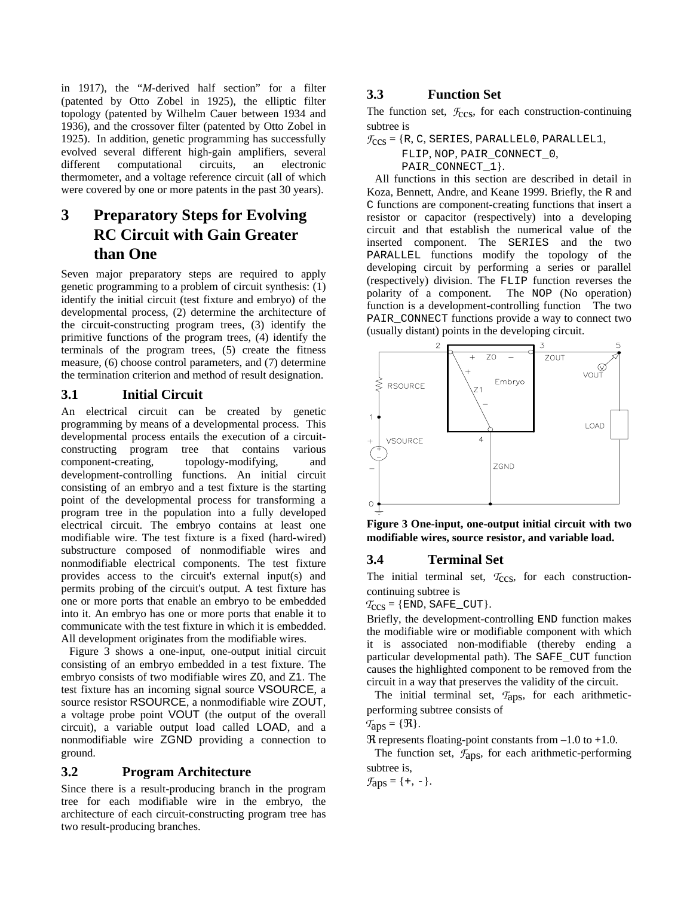in 1917), the "*M*-derived half section" for a filter (patented by Otto Zobel in 1925), the elliptic filter topology (patented by Wilhelm Cauer between 1934 and 1936), and the crossover filter (patented by Otto Zobel in 1925). In addition, genetic programming has successfully evolved several different high-gain amplifiers, several different computational circuits, an electronic thermometer, and a voltage reference circuit (all of which were covered by one or more patents in the past 30 years).

# 3 Preparatory Steps for Evolving RC Circuit with Gain Greater than One

Seven major preparatory steps are required to apply genetic programming to a problem of circuit synthesis: (1) identify the initial circuit (test fixture and embryo) of the developmental process, (2) determine the architecture of the circuit-constructing program trees, (3) identify the primitive functions of the program trees, (4) identify the terminals of the program trees, (5) create the fitness measure, (6) choose control parameters, and (7) determine the termination criterion and method of result designation.

## 3.1 Initial Circuit

An electrical circuit can be created by genetic programming by means of a developmental process. This developmental process entails the execution of a circuit-constructing program tree that contains various component-creating, topology-modifying, and development-controlling functions. An initial circuit consisting of an embryo and a test fixture is the starting point of the developmental process for transforming a program tree in the population into a fully developed electrical circuit. The embryo contains at least one modifiable wire. The test fixture is a fixed (hard-wired) substructure composed of nonmodifiable wires and nonmodifiable electrical components. The test fixture provides access to the circuit's external input(s) and permits probing of the circuit's output. A test fixture has one or more ports that enable an embryo to be embedded into it. An embryo has one or more ports that enable it to communicate with the test fixture in which it is embedded. All development originates from the modifiable wires.

Figure 3 shows a one-input, one-output initial circuit consisting of an embryo embedded in a test fixture. The embryo consists of two modifiable wires Z0, and Z1. The test fixture has an incoming signal source VSOURCE, a source resistor RSOURCE, a nonmodifiable wire ZOUT, a voltage probe point VOUT (the output of the overall circuit), a variable output load called LOAD, and a nonmodifiable wire ZGND providing a connection to ground.

## 3.2 Program Architecture

Since there is a result-producing branch in the program tree for each modifiable wire in the embryo, the architecture of each circuit-constructing program tree has two result-producing branches.

## 3.3 Function Set

The function set, $\mathcal{F}_{ccs}$, for each construction-continuing subtree is

$\mathcal{F}_{ccs}$ = {R, C, SERIES, PARALLEL0, PARALLEL1, FLIP, NOP, PAIR_CONNECT_0, PAIR_CONNECT_1}.

All functions in this section are described in detail in Koza, Bennett, Andre, and Keane 1999. Briefly, the R and C functions are component-creating functions that insert a resistor or capacitor (respectively) into a developing circuit and that establish the numerical value of the inserted component. The SERIES and the two PARALLEL functions modify the topology of the developing circuit by performing a series or parallel (respectively) division. The FLIP function reverses the polarity of a component. The NOP (No operation) function is a development-controlling function The two PAIR_CONNECT functions provide a way to connect two (usually distant) points in the developing circuit.

**Figure 3 One-input, one-output initial circuit with two modifiable wires, source resistor, and variable load.**

## 3.4 Terminal Set

The initial terminal set, $\mathcal{T}_{ccs}$, for each construction-continuing subtree is

$\mathcal{T}_{ccs}$ = {END, SAFE_CUT}.

Briefly, the development-controlling END function makes the modifiable wire or modifiable component with which it is associated non-modifiable (thereby ending a particular developmental path). The SAFE_CUT function causes the highlighted component to be removed from the circuit in a way that preserves the validity of the circuit.

The initial terminal set, $\mathcal{T}_{aps}$, for each arithmetic-performing subtree consists of

$\mathcal{T}_{aps}$ = {$\Re$}.

$\Re$ represents floating-point constants from –1.0 to +1.0.

The function set, $\mathcal{F}_{aps}$, for each arithmetic-performing subtree is,

$\mathcal{F}_{aps}$ = {+, -}.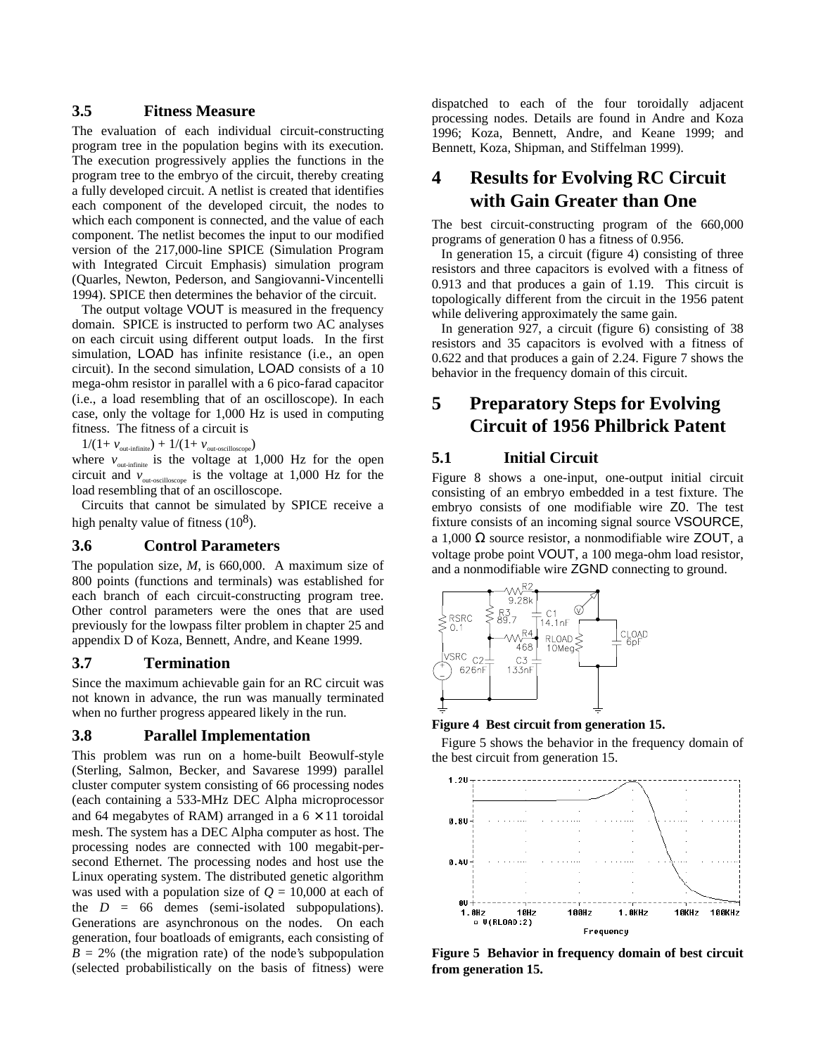### 3.5 Fitness Measure

The evaluation of each individual circuit-constructing program tree in the population begins with its execution. The execution progressively applies the functions in the program tree to the embryo of the circuit, thereby creating a fully developed circuit. A netlist is created that identifies each component of the developed circuit, the nodes to which each component is connected, and the value of each component. The netlist becomes the input to our modified version of the 217,000-line SPICE (Simulation Program with Integrated Circuit Emphasis) simulation program (Quarles, Newton, Pederson, and Sangiovanni-Vincentelli 1994). SPICE then determines the behavior of the circuit.

The output voltage VOUT is measured in the frequency domain. SPICE is instructed to perform two AC analyses on each circuit using different output loads. In the first simulation, LOAD has infinite resistance (i.e., an open circuit). In the second simulation, LOAD consists of a 10 mega-ohm resistor in parallel with a 6 pico-farad capacitor (i.e., a load resembling that of an oscilloscope). In each case, only the voltage for 1,000 Hz is used in computing fitness. The fitness of a circuit is

$1/(1+ v_{\text{out-infinite}}) + 1/(1+ v_{\text{out-oscilloscope}})$

where $v_{\text{out-infinite}}$ is the voltage at 1,000 Hz for the open circuit and $v_{\text{out-oscilloscope}}$ is the voltage at 1,000 Hz for the load resembling that of an oscilloscope.

Circuits that cannot be simulated by SPICE receive a high penalty value of fitness ($10^8$).

### 3.6 Control Parameters

The population size, $M$, is 660,000. A maximum size of 800 points (functions and terminals) was established for each branch of each circuit-constructing program tree. Other control parameters were the ones that are used previously for the lowpass filter problem in chapter 25 and appendix D of Koza, Bennett, Andre, and Keane 1999.

### 3.7 Termination

Since the maximum achievable gain for an RC circuit was not known in advance, the run was manually terminated when no further progress appeared likely in the run.

### 3.8 Parallel Implementation

This problem was run on a home-built Beowulf-style (Sterling, Salmon, Becker, and Savarese 1999) parallel cluster computer system consisting of 66 processing nodes (each containing a 533-MHz DEC Alpha microprocessor and 64 megabytes of RAM) arranged in a $6 \times 11$ toroidal mesh. The system has a DEC Alpha computer as host. The processing nodes are connected with 100 megabit-per-second Ethernet. The processing nodes and host use the Linux operating system. The distributed genetic algorithm was used with a population size of $Q = 10{,}000$ at each of the $D = 66$ demes (semi-isolated subpopulations). Generations are asynchronous on the nodes. On each generation, four boatloads of emigrants, each consisting of $B = 2\%$ (the migration rate) of the node's subpopulation (selected probabilistically on the basis of fitness) were dispatched to each of the four toroidally adjacent processing nodes. Details are found in Andre and Koza 1996; Koza, Bennett, Andre, and Keane 1999; and Bennett, Koza, Shipman, and Stiffelman 1999).

## 4 Results for Evolving RC Circuit with Gain Greater than One

The best circuit-constructing program of the 660,000 programs of generation 0 has a fitness of 0.956.

In generation 15, a circuit (figure 4) consisting of three resistors and three capacitors is evolved with a fitness of 0.913 and that produces a gain of 1.19. This circuit is topologically different from the circuit in the 1956 patent while delivering approximately the same gain.

In generation 927, a circuit (figure 6) consisting of 38 resistors and 35 capacitors is evolved with a fitness of 0.622 and that produces a gain of 2.24. Figure 7 shows the behavior in the frequency domain of this circuit.

## 5 Preparatory Steps for Evolving Circuit of 1956 Philbrick Patent

### 5.1 Initial Circuit

Figure 8 shows a one-input, one-output initial circuit consisting of an embryo embedded in a test fixture. The embryo consists of one modifiable wire Z0. The test fixture consists of an incoming signal source VSOURCE, a 1,000 Ω source resistor, a nonmodifiable wire ZOUT, a voltage probe point VOUT, a 100 mega-ohm load resistor, and a nonmodifiable wire ZGND connecting to ground.

**Figure 4 Best circuit from generation 15.**

Figure 5 shows the behavior in the frequency domain of the best circuit from generation 15.

**Figure 5 Behavior in frequency domain of best circuit from generation 15.**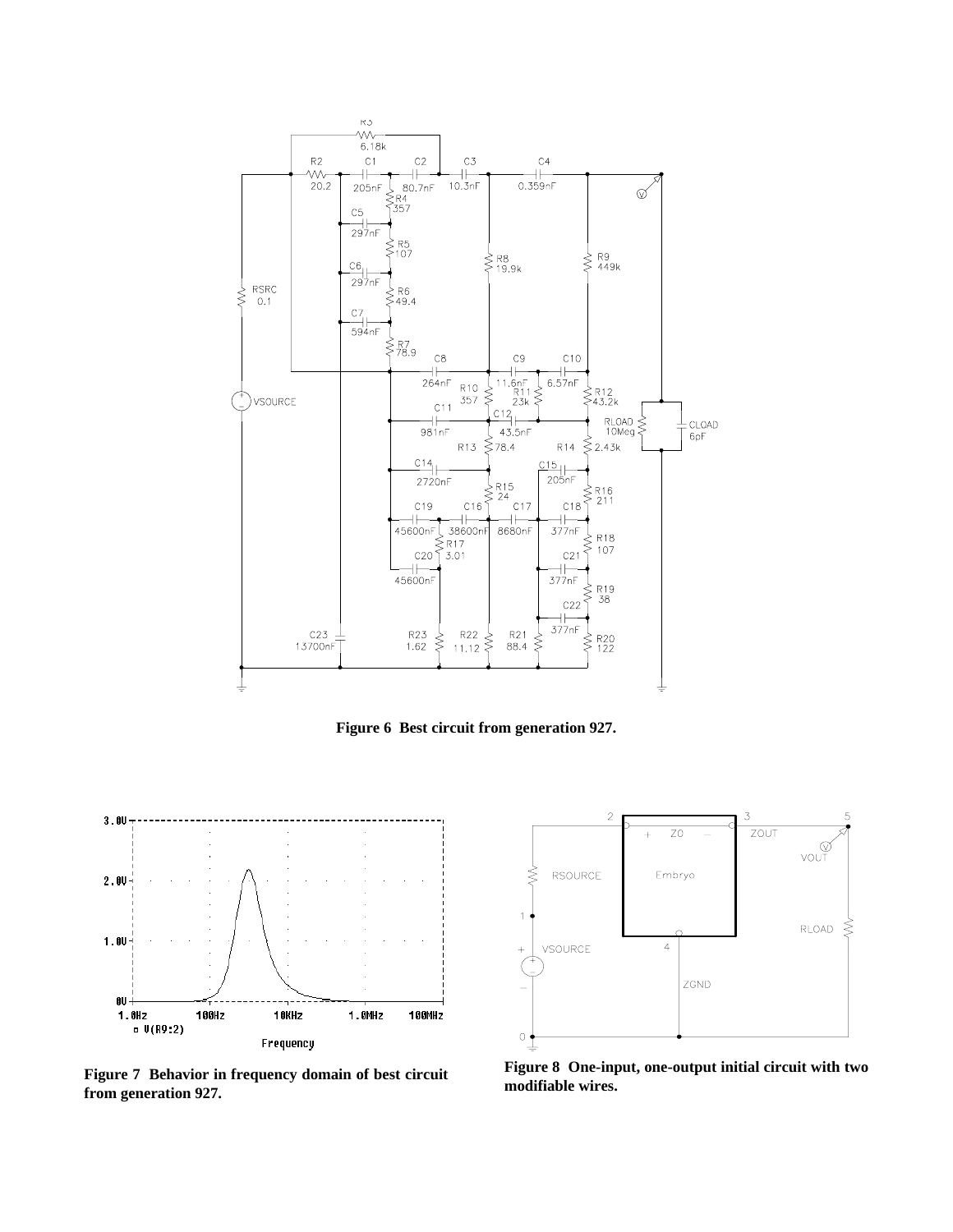**Figure 6 Best circuit from generation 927.**

**Figure 7 Behavior in frequency domain of best circuit from generation 927.**

**Figure 8 One-input, one-output initial circuit with two modifiable wires.**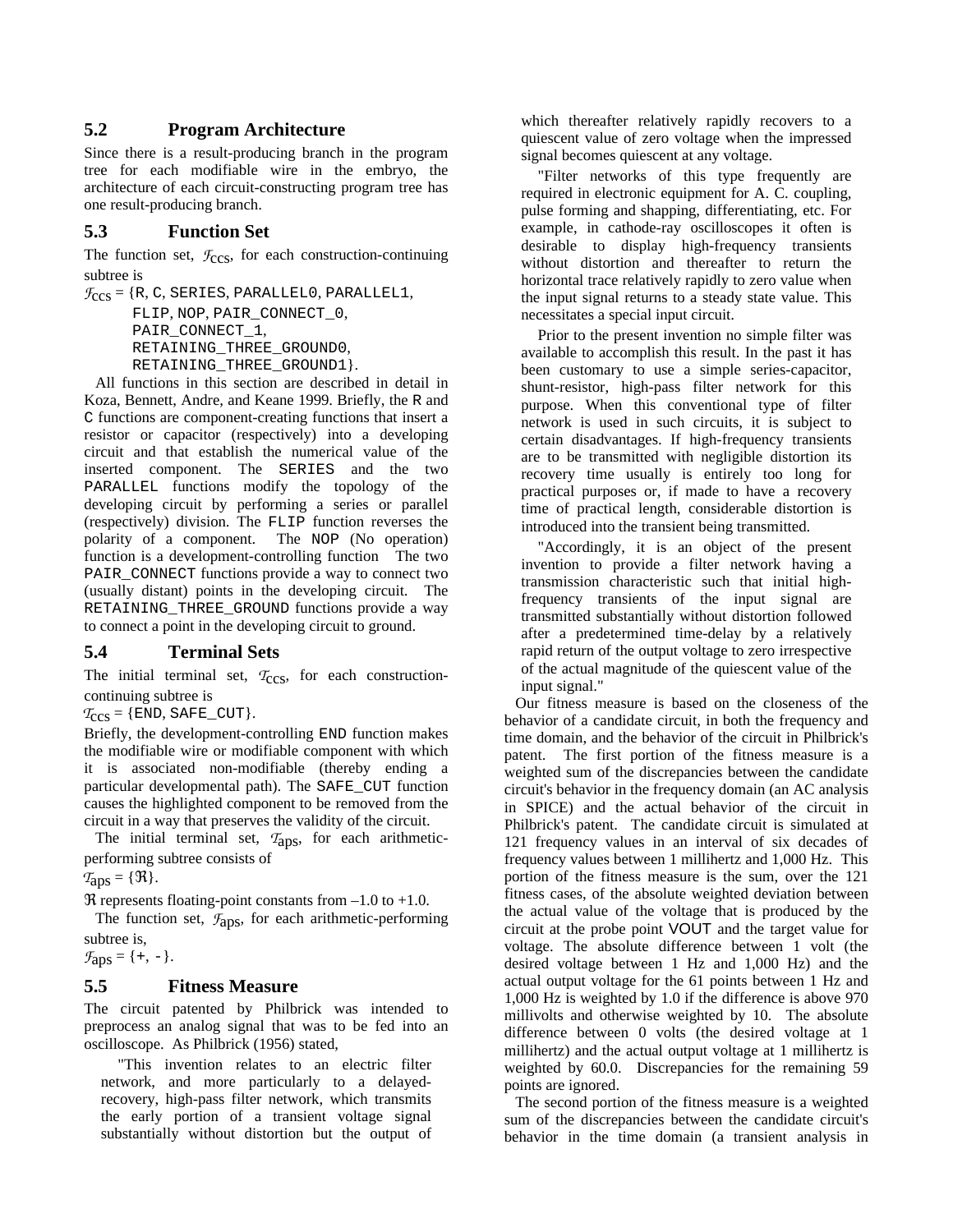## 5.2 Program Architecture

Since there is a result-producing branch in the program tree for each modifiable wire in the embryo, the architecture of each circuit-constructing program tree has one result-producing branch.

## 5.3 Function Set

The function set, $\mathcal{F}_{\text{ccs}}$, for each construction-continuing subtree is

$\mathcal{F}_{\text{ccs}}$ = {R, C, SERIES, PARALLEL0, PARALLEL1, FLIP, NOP, PAIR_CONNECT_0, PAIR_CONNECT_1, RETAINING_THREE_GROUND0, RETAINING_THREE_GROUND1}.

All functions in this section are described in detail in Koza, Bennett, Andre, and Keane 1999. Briefly, the R and C functions are component-creating functions that insert a resistor or capacitor (respectively) into a developing circuit and that establish the numerical value of the inserted component. The SERIES and the two PARALLEL functions modify the topology of the developing circuit by performing a series or parallel (respectively) division. The FLIP function reverses the polarity of a component. The NOP (No operation) function is a development-controlling function The two PAIR_CONNECT functions provide a way to connect two (usually distant) points in the developing circuit. The RETAINING_THREE_GROUND functions provide a way to connect a point in the developing circuit to ground.

## 5.4 Terminal Sets

The initial terminal set, $\mathcal{T}_{\text{ccs}}$, for each construction-continuing subtree is

$\mathcal{T}_{\text{ccs}}$ = {END, SAFE_CUT}.

Briefly, the development-controlling END function makes the modifiable wire or modifiable component with which it is associated non-modifiable (thereby ending a particular developmental path). The SAFE_CUT function causes the highlighted component to be removed from the circuit in a way that preserves the validity of the circuit.

The initial terminal set, $\mathcal{T}_{\text{aps}}$, for each arithmetic-performing subtree consists of

$\mathcal{T}_{\text{aps}}$ = {$\Re$}.

$\Re$ represents floating-point constants from –1.0 to +1.0.

The function set, $\mathcal{F}_{\text{aps}}$, for each arithmetic-performing subtree is,

$\mathcal{F}_{\text{aps}}$ = {+, -}.

## 5.5 Fitness Measure

The circuit patented by Philbrick was intended to preprocess an analog signal that was to be fed into an oscilloscope. As Philbrick (1956) stated,

> "This invention relates to an electric filter network, and more particularly to a delayed-recovery, high-pass filter network, which transmits the early portion of a transient voltage signal substantially without distortion but the output of which thereafter relatively rapidly recovers to a quiescent value of zero voltage when the impressed signal becomes quiescent at any voltage.
>
> "Filter networks of this type frequently are required in electronic equipment for A. C. coupling, pulse forming and shapping, differentiating, etc. For example, in cathode-ray oscilloscopes it often is desirable to display high-frequency transients without distortion and thereafter to return the horizontal trace relatively rapidly to zero value when the input signal returns to a steady state value. This necessitates a special input circuit.
>
> Prior to the present invention no simple filter was available to accomplish this result. In the past it has been customary to use a simple series-capacitor, shunt-resistor, high-pass filter network for this purpose. When this conventional type of filter network is used in such circuits, it is subject to certain disadvantages. If high-frequency transients are to be transmitted with negligible distortion its recovery time usually is entirely too long for practical purposes or, if made to have a recovery time of practical length, considerable distortion is introduced into the transient being transmitted.
>
> "Accordingly, it is an object of the present invention to provide a filter network having a transmission characteristic such that initial high-frequency transients of the input signal are transmitted substantially without distortion followed after a predetermined time-delay by a relatively rapid return of the output voltage to zero irrespective of the actual magnitude of the quiescent value of the input signal."

Our fitness measure is based on the closeness of the behavior of a candidate circuit, in both the frequency and time domain, and the behavior of the circuit in Philbrick's patent. The first portion of the fitness measure is a weighted sum of the discrepancies between the candidate circuit's behavior in the frequency domain (an AC analysis in SPICE) and the actual behavior of the circuit in Philbrick's patent. The candidate circuit is simulated at 121 frequency values in an interval of six decades of frequency values between 1 millihertz and 1,000 Hz. This portion of the fitness measure is the sum, over the 121 fitness cases, of the absolute weighted deviation between the actual value of the voltage that is produced by the circuit at the probe point VOUT and the target value for voltage. The absolute difference between 1 volt (the desired voltage between 1 Hz and 1,000 Hz) and the actual output voltage for the 61 points between 1 Hz and 1,000 Hz is weighted by 1.0 if the difference is above 970 millivolts and otherwise weighted by 10. The absolute difference between 0 volts (the desired voltage at 1 millihertz) and the actual output voltage at 1 millihertz is weighted by 60.0. Discrepancies for the remaining 59 points are ignored.

The second portion of the fitness measure is a weighted sum of the discrepancies between the candidate circuit's behavior in the time domain (a transient analysis in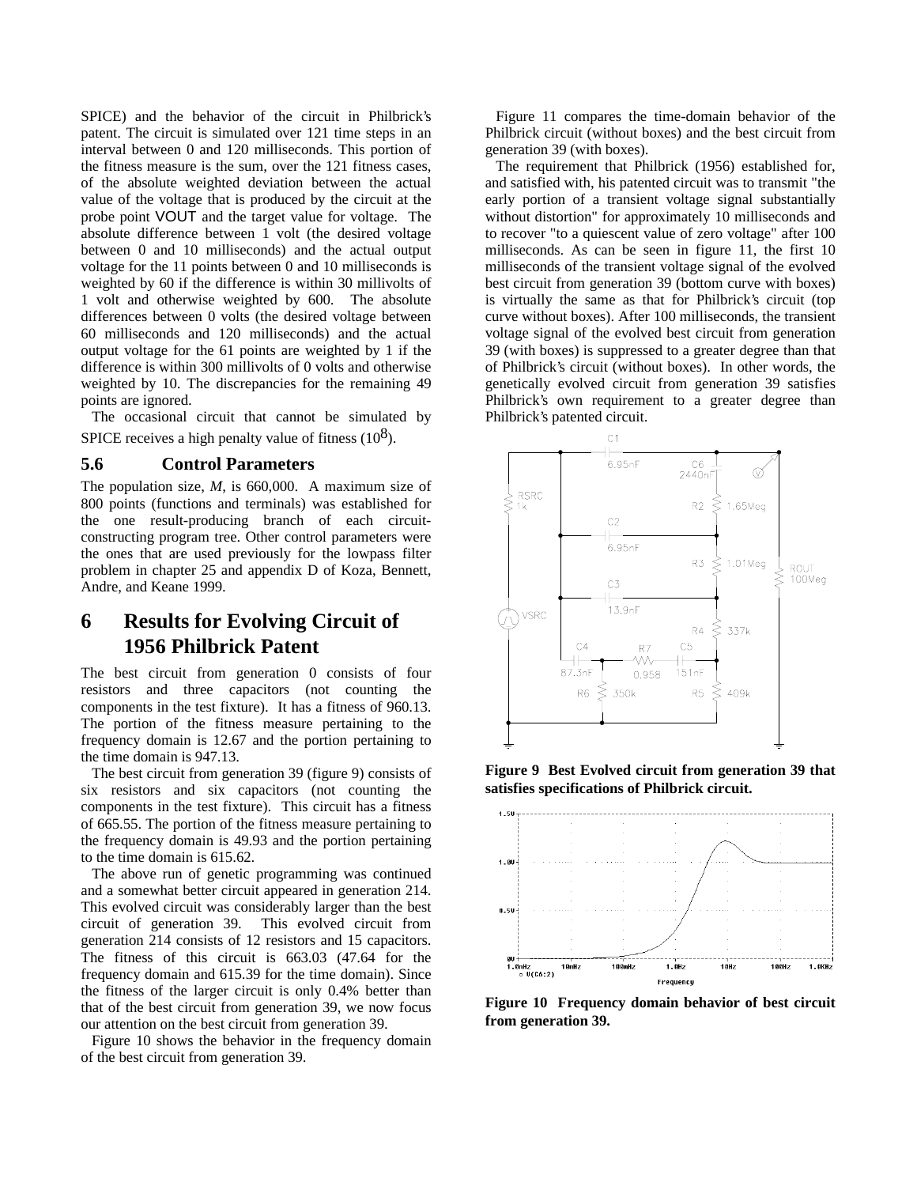SPICE) and the behavior of the circuit in Philbrick's patent. The circuit is simulated over 121 time steps in an interval between 0 and 120 milliseconds. This portion of the fitness measure is the sum, over the 121 fitness cases, of the absolute weighted deviation between the actual value of the voltage that is produced by the circuit at the probe point VOUT and the target value for voltage. The absolute difference between 1 volt (the desired voltage between 0 and 10 milliseconds) and the actual output voltage for the 11 points between 0 and 10 milliseconds is weighted by 60 if the difference is within 30 millivolts of 1 volt and otherwise weighted by 600. The absolute differences between 0 volts (the desired voltage between 60 milliseconds and 120 milliseconds) and the actual output voltage for the 61 points are weighted by 1 if the difference is within 300 millivolts of 0 volts and otherwise weighted by 10. The discrepancies for the remaining 49 points are ignored.

The occasional circuit that cannot be simulated by SPICE receives a high penalty value of fitness ($10^8$).

### 5.6 Control Parameters

The population size, *M*, is 660,000. A maximum size of 800 points (functions and terminals) was established for the one result-producing branch of each circuit-constructing program tree. Other control parameters were the ones that are used previously for the lowpass filter problem in chapter 25 and appendix D of Koza, Bennett, Andre, and Keane 1999.

## 6 Results for Evolving Circuit of 1956 Philbrick Patent

The best circuit from generation 0 consists of four resistors and three capacitors (not counting the components in the test fixture). It has a fitness of 960.13. The portion of the fitness measure pertaining to the frequency domain is 12.67 and the portion pertaining to the time domain is 947.13.

The best circuit from generation 39 (figure 9) consists of six resistors and six capacitors (not counting the components in the test fixture). This circuit has a fitness of 665.55. The portion of the fitness measure pertaining to the frequency domain is 49.93 and the portion pertaining to the time domain is 615.62.

The above run of genetic programming was continued and a somewhat better circuit appeared in generation 214. This evolved circuit was considerably larger than the best circuit of generation 39. This evolved circuit from generation 214 consists of 12 resistors and 15 capacitors. The fitness of this circuit is 663.03 (47.64 for the frequency domain and 615.39 for the time domain). Since the fitness of the larger circuit is only 0.4% better than that of the best circuit from generation 39, we now focus our attention on the best circuit from generation 39.

Figure 10 shows the behavior in the frequency domain of the best circuit from generation 39.

Figure 11 compares the time-domain behavior of the Philbrick circuit (without boxes) and the best circuit from generation 39 (with boxes).

The requirement that Philbrick (1956) established for, and satisfied with, his patented circuit was to transmit "the early portion of a transient voltage signal substantially without distortion" for approximately 10 milliseconds and to recover "to a quiescent value of zero voltage" after 100 milliseconds. As can be seen in figure 11, the first 10 milliseconds of the transient voltage signal of the evolved best circuit from generation 39 (bottom curve with boxes) is virtually the same as that for Philbrick's circuit (top curve without boxes). After 100 milliseconds, the transient voltage signal of the evolved best circuit from generation 39 (with boxes) is suppressed to a greater degree than that of Philbrick's circuit (without boxes). In other words, the genetically evolved circuit from generation 39 satisfies Philbrick's own requirement to a greater degree than Philbrick's patented circuit.

**Figure 9 Best Evolved circuit from generation 39 that satisfies specifications of Philbrick circuit.**

**Figure 10 Frequency domain behavior of best circuit from generation 39.**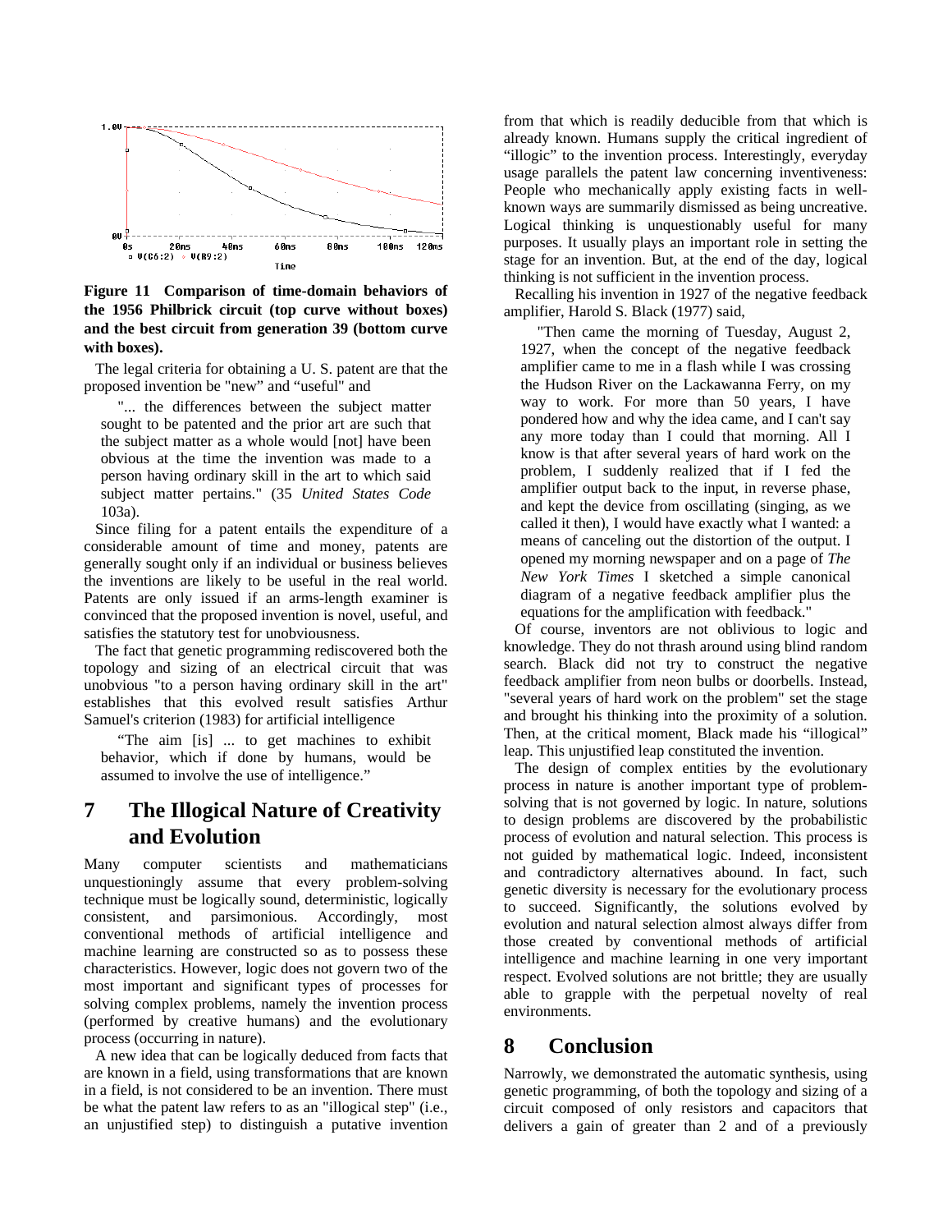1.0V

0V

0s 20ns 40ns 60ns 80ns 100ns 120ns

▫ V(C6:2) ◇ V(R9:2)

Time

**Figure 11 Comparison of time-domain behaviors of the 1956 Philbrick circuit (top curve without boxes) and the best circuit from generation 39 (bottom curve with boxes).**

The legal criteria for obtaining a U. S. patent are that the proposed invention be "new" and "useful" and

> "... the differences between the subject matter sought to be patented and the prior art are such that the subject matter as a whole would [not] have been obvious at the time the invention was made to a person having ordinary skill in the art to which said subject matter pertains." (35 *United States Code* 103a).

Since filing for a patent entails the expenditure of a considerable amount of time and money, patents are generally sought only if an individual or business believes the inventions are likely to be useful in the real world. Patents are only issued if an arms-length examiner is convinced that the proposed invention is novel, useful, and satisfies the statutory test for unobviousness.

The fact that genetic programming rediscovered both the topology and sizing of an electrical circuit that was unobvious "to a person having ordinary skill in the art" establishes that this evolved result satisfies Arthur Samuel's criterion (1983) for artificial intelligence

> "The aim [is] ... to get machines to exhibit behavior, which if done by humans, would be assumed to involve the use of intelligence."

## 7 The Illogical Nature of Creativity and Evolution

Many computer scientists and mathematicians unquestioningly assume that every problem-solving technique must be logically sound, deterministic, logically consistent, and parsimonious. Accordingly, most conventional methods of artificial intelligence and machine learning are constructed so as to possess these characteristics. However, logic does not govern two of the most important and significant types of processes for solving complex problems, namely the invention process (performed by creative humans) and the evolutionary process (occurring in nature).

A new idea that can be logically deduced from facts that are known in a field, using transformations that are known in a field, is not considered to be an invention. There must be what the patent law refers to as an "illogical step" (i.e., an unjustified step) to distinguish a putative invention from that which is readily deducible from that which is already known. Humans supply the critical ingredient of "illogic" to the invention process. Interestingly, everyday usage parallels the patent law concerning inventiveness: People who mechanically apply existing facts in well-known ways are summarily dismissed as being uncreative. Logical thinking is unquestionably useful for many purposes. It usually plays an important role in setting the stage for an invention. But, at the end of the day, logical thinking is not sufficient in the invention process.

Recalling his invention in 1927 of the negative feedback amplifier, Harold S. Black (1977) said,

> "Then came the morning of Tuesday, August 2, 1927, when the concept of the negative feedback amplifier came to me in a flash while I was crossing the Hudson River on the Lackawanna Ferry, on my way to work. For more than 50 years, I have pondered how and why the idea came, and I can't say any more today than I could that morning. All I know is that after several years of hard work on the problem, I suddenly realized that if I fed the amplifier output back to the input, in reverse phase, and kept the device from oscillating (singing, as we called it then), I would have exactly what I wanted: a means of canceling out the distortion of the output. I opened my morning newspaper and on a page of *The New York Times* I sketched a simple canonical diagram of a negative feedback amplifier plus the equations for the amplification with feedback."

Of course, inventors are not oblivious to logic and knowledge. They do not thrash around using blind random search. Black did not try to construct the negative feedback amplifier from neon bulbs or doorbells. Instead, "several years of hard work on the problem" set the stage and brought his thinking into the proximity of a solution. Then, at the critical moment, Black made his "illogical" leap. This unjustified leap constituted the invention.

The design of complex entities by the evolutionary process in nature is another important type of problem-solving that is not governed by logic. In nature, solutions to design problems are discovered by the probabilistic process of evolution and natural selection. This process is not guided by mathematical logic. Indeed, inconsistent and contradictory alternatives abound. In fact, such genetic diversity is necessary for the evolutionary process to succeed. Significantly, the solutions evolved by evolution and natural selection almost always differ from those created by conventional methods of artificial intelligence and machine learning in one very important respect. Evolved solutions are not brittle; they are usually able to grapple with the perpetual novelty of real environments.

## 8 Conclusion

Narrowly, we demonstrated the automatic synthesis, using genetic programming, of both the topology and sizing of a circuit composed of only resistors and capacitors that delivers a gain of greater than 2 and of a previously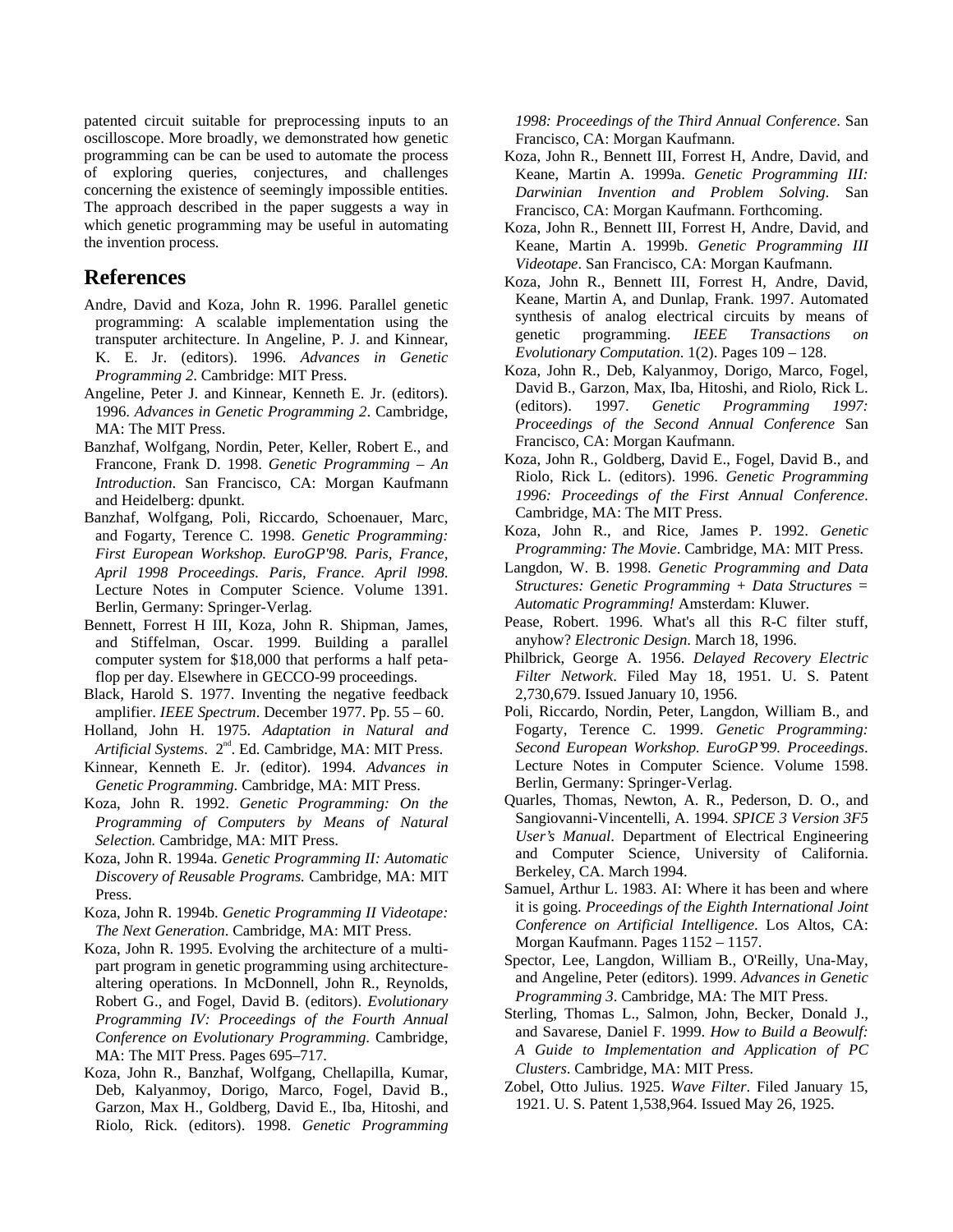patented circuit suitable for preprocessing inputs to an oscilloscope. More broadly, we demonstrated how genetic programming can be can be used to automate the process of exploring queries, conjectures, and challenges concerning the existence of seemingly impossible entities. The approach described in the paper suggests a way in which genetic programming may be useful in automating the invention process.

## References

Andre, David and Koza, John R. 1996. Parallel genetic programming: A scalable implementation using the transputer architecture. In Angeline, P. J. and Kinnear, K. E. Jr. (editors). 1996. *Advances in Genetic Programming 2*. Cambridge: MIT Press.

Angeline, Peter J. and Kinnear, Kenneth E. Jr. (editors). 1996. *Advances in Genetic Programming 2*. Cambridge, MA: The MIT Press.

Banzhaf, Wolfgang, Nordin, Peter, Keller, Robert E., and Francone, Frank D. 1998. *Genetic Programming – An Introduction*. San Francisco, CA: Morgan Kaufmann and Heidelberg: dpunkt.

Banzhaf, Wolfgang, Poli, Riccardo, Schoenauer, Marc, and Fogarty, Terence C. 1998. *Genetic Programming: First European Workshop. EuroGP'98. Paris, France, April 1998 Proceedings. Paris, France. April l998*. Lecture Notes in Computer Science. Volume 1391. Berlin, Germany: Springer-Verlag.

Bennett, Forrest H III, Koza, John R. Shipman, James, and Stiffelman, Oscar. 1999. Building a parallel computer system for $18,000 that performs a half peta-flop per day. Elsewhere in GECCO-99 proceedings.

Black, Harold S. 1977. Inventing the negative feedback amplifier. *IEEE Spectrum*. December 1977. Pp. 55 – 60.

Holland, John H. 1975. *Adaptation in Natural and Artificial Systems*. 2nd. Ed. Cambridge, MA: MIT Press.

Kinnear, Kenneth E. Jr. (editor). 1994. *Advances in Genetic Programming*. Cambridge, MA: MIT Press.

Koza, John R. 1992. *Genetic Programming: On the Programming of Computers by Means of Natural Selection.* Cambridge, MA: MIT Press.

Koza, John R. 1994a. *Genetic Programming II: Automatic Discovery of Reusable Programs.* Cambridge, MA: MIT Press.

Koza, John R. 1994b. *Genetic Programming II Videotape: The Next Generation*. Cambridge, MA: MIT Press.

Koza, John R. 1995. Evolving the architecture of a multi-part program in genetic programming using architecture-altering operations. In McDonnell, John R., Reynolds, Robert G., and Fogel, David B. (editors). *Evolutionary Programming IV: Proceedings of the Fourth Annual Conference on Evolutionary Programming*. Cambridge, MA: The MIT Press. Pages 695–717.

Koza, John R., Banzhaf, Wolfgang, Chellapilla, Kumar, Deb, Kalyanmoy, Dorigo, Marco, Fogel, David B., Garzon, Max H., Goldberg, David E., Iba, Hitoshi, and Riolo, Rick. (editors). 1998. *Genetic Programming 1998: Proceedings of the Third Annual Conference*. San Francisco, CA: Morgan Kaufmann.

Koza, John R., Bennett III, Forrest H, Andre, David, and Keane, Martin A. 1999a. *Genetic Programming III: Darwinian Invention and Problem Solving*. San Francisco, CA: Morgan Kaufmann. Forthcoming.

Koza, John R., Bennett III, Forrest H, Andre, David, and Keane, Martin A. 1999b. *Genetic Programming III Videotape*. San Francisco, CA: Morgan Kaufmann.

Koza, John R., Bennett III, Forrest H, Andre, David, Keane, Martin A, and Dunlap, Frank. 1997. Automated synthesis of analog electrical circuits by means of genetic programming. *IEEE Transactions on Evolutionary Computation*. 1(2). Pages 109 – 128.

Koza, John R., Deb, Kalyanmoy, Dorigo, Marco, Fogel, David B., Garzon, Max, Iba, Hitoshi, and Riolo, Rick L. (editors). 1997. *Genetic Programming 1997: Proceedings of the Second Annual Conference* San Francisco, CA: Morgan Kaufmann.

Koza, John R., Goldberg, David E., Fogel, David B., and Riolo, Rick L. (editors). 1996. *Genetic Programming 1996: Proceedings of the First Annual Conference*. Cambridge, MA: The MIT Press.

Koza, John R., and Rice, James P. 1992. *Genetic Programming: The Movie*. Cambridge, MA: MIT Press.

Langdon, W. B. 1998. *Genetic Programming and Data Structures: Genetic Programming + Data Structures = Automatic Programming!* Amsterdam: Kluwer.

Pease, Robert. 1996. What's all this R-C filter stuff, anyhow? *Electronic Design*. March 18, 1996.

Philbrick, George A. 1956. *Delayed Recovery Electric Filter Network*. Filed May 18, 1951. U. S. Patent 2,730,679. Issued January 10, 1956.

Poli, Riccardo, Nordin, Peter, Langdon, William B., and Fogarty, Terence C. 1999. *Genetic Programming: Second European Workshop. EuroGP'99. Proceedings*. Lecture Notes in Computer Science. Volume 1598. Berlin, Germany: Springer-Verlag.

Quarles, Thomas, Newton, A. R., Pederson, D. O., and Sangiovanni-Vincentelli, A. 1994. *SPICE 3 Version 3F5 User's Manual*. Department of Electrical Engineering and Computer Science, University of California. Berkeley, CA. March 1994.

Samuel, Arthur L. 1983. AI: Where it has been and where it is going. *Proceedings of the Eighth International Joint Conference on Artificial Intelligence*. Los Altos, CA: Morgan Kaufmann. Pages 1152 – 1157.

Spector, Lee, Langdon, William B., O'Reilly, Una-May, and Angeline, Peter (editors). 1999. *Advances in Genetic Programming 3*. Cambridge, MA: The MIT Press.

Sterling, Thomas L., Salmon, John, Becker, Donald J., and Savarese, Daniel F. 1999. *How to Build a Beowulf: A Guide to Implementation and Application of PC Clusters*. Cambridge, MA: MIT Press.

Zobel, Otto Julius. 1925. *Wave Filter*. Filed January 15, 1921. U. S. Patent 1,538,964. Issued May 26, 1925.